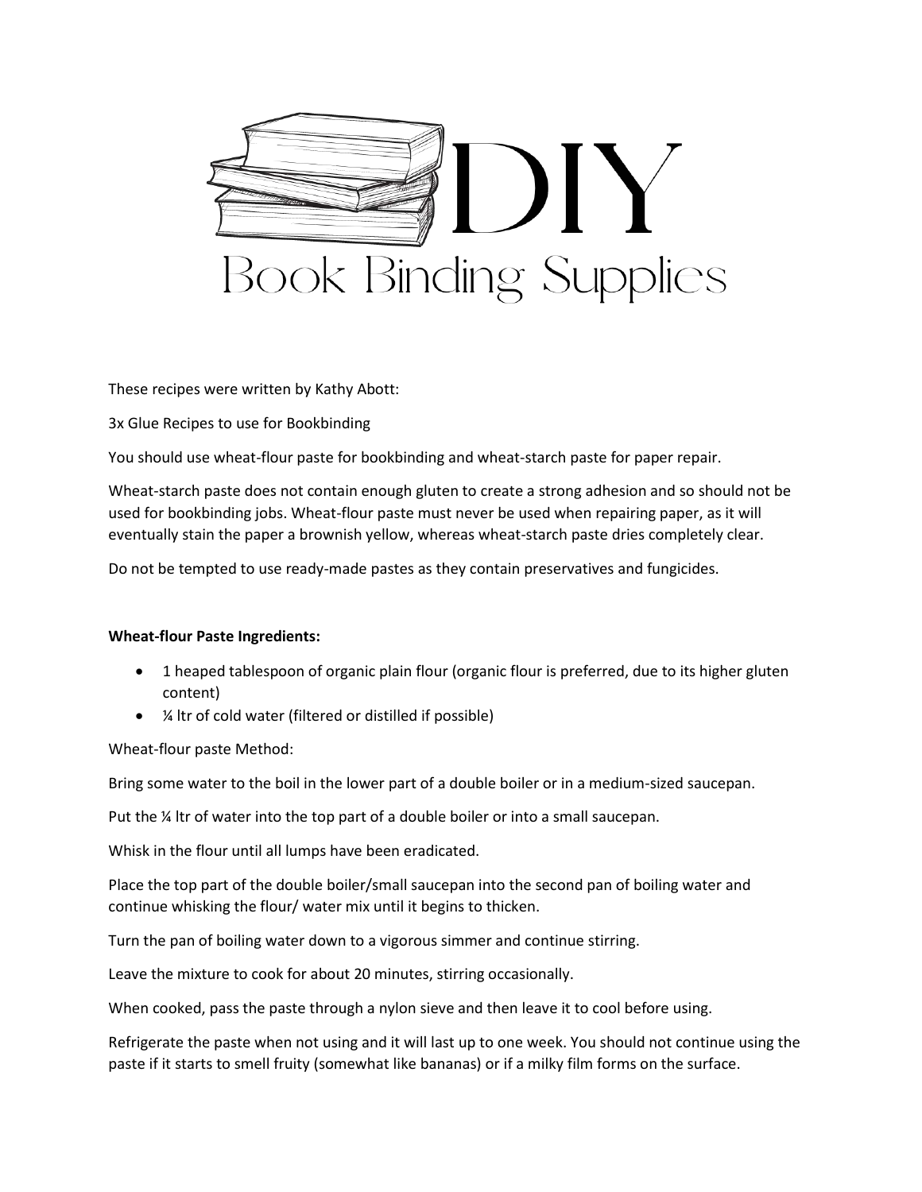# DIY Book Binding Supplies

These recipes were written by Kathy Abott:

3x Glue Recipes to use for Bookbinding

You should use wheat-flour paste for bookbinding and wheat-starch paste for paper repair.

Wheat-starch paste does not contain enough gluten to create a strong adhesion and so should not be used for bookbinding jobs. Wheat-flour paste must never be used when repairing paper, as it will eventually stain the paper a brownish yellow, whereas wheat-starch paste dries completely clear.

Do not be tempted to use ready-made pastes as they contain preservatives and fungicides.

**Wheat-flour Paste Ingredients:**

- 1 heaped tablespoon of organic plain flour (organic flour is preferred, due to its higher gluten content)
- ¼ ltr of cold water (filtered or distilled if possible)

Wheat-flour paste Method:

Bring some water to the boil in the lower part of a double boiler or in a medium-sized saucepan.

Put the ¼ ltr of water into the top part of a double boiler or into a small saucepan.

Whisk in the flour until all lumps have been eradicated.

Place the top part of the double boiler/small saucepan into the second pan of boiling water and continue whisking the flour/ water mix until it begins to thicken.

Turn the pan of boiling water down to a vigorous simmer and continue stirring.

Leave the mixture to cook for about 20 minutes, stirring occasionally.

When cooked, pass the paste through a nylon sieve and then leave it to cool before using.

Refrigerate the paste when not using and it will last up to one week. You should not continue using the paste if it starts to smell fruity (somewhat like bananas) or if a milky film forms on the surface.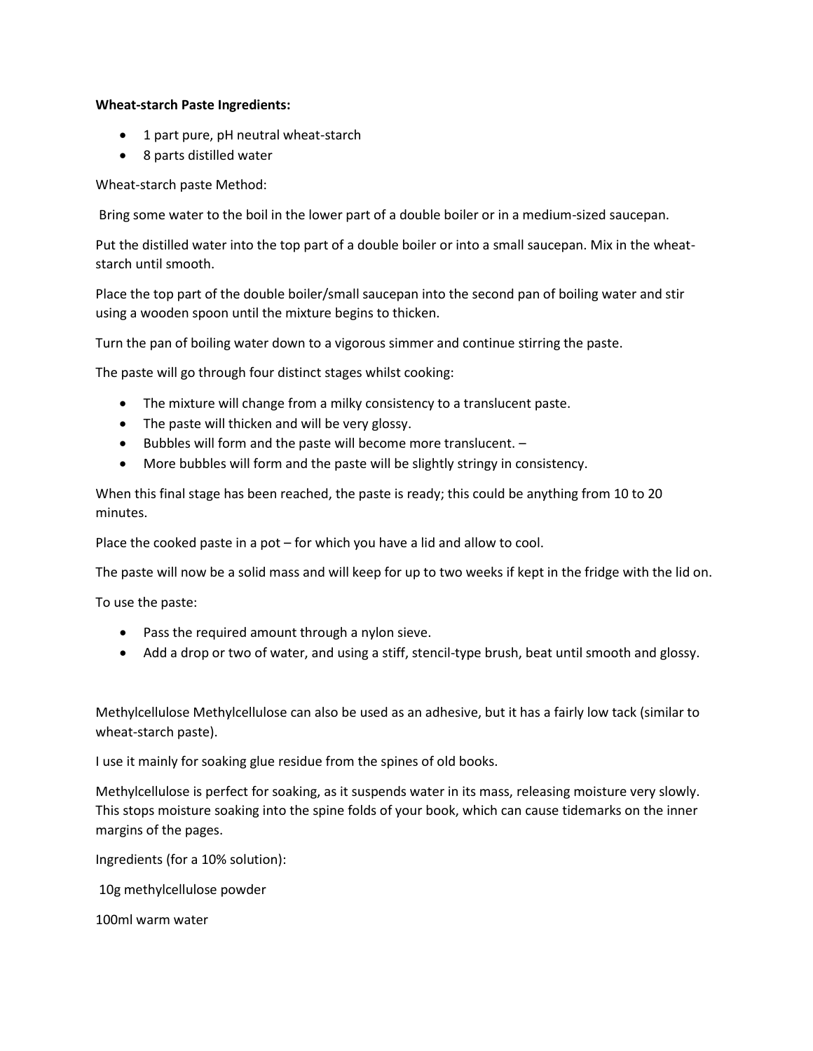**Wheat-starch Paste Ingredients:**

- 1 part pure, pH neutral wheat-starch
- 8 parts distilled water

Wheat-starch paste Method:

Bring some water to the boil in the lower part of a double boiler or in a medium-sized saucepan.

Put the distilled water into the top part of a double boiler or into a small saucepan. Mix in the wheat-starch until smooth.

Place the top part of the double boiler/small saucepan into the second pan of boiling water and stir using a wooden spoon until the mixture begins to thicken.

Turn the pan of boiling water down to a vigorous simmer and continue stirring the paste.

The paste will go through four distinct stages whilst cooking:

- The mixture will change from a milky consistency to a translucent paste.
- The paste will thicken and will be very glossy.
- Bubbles will form and the paste will become more translucent. –
- More bubbles will form and the paste will be slightly stringy in consistency.

When this final stage has been reached, the paste is ready; this could be anything from 10 to 20 minutes.

Place the cooked paste in a pot – for which you have a lid and allow to cool.

The paste will now be a solid mass and will keep for up to two weeks if kept in the fridge with the lid on.

To use the paste:

- Pass the required amount through a nylon sieve.
- Add a drop or two of water, and using a stiff, stencil-type brush, beat until smooth and glossy.

Methylcellulose Methylcellulose can also be used as an adhesive, but it has a fairly low tack (similar to wheat-starch paste).

I use it mainly for soaking glue residue from the spines of old books.

Methylcellulose is perfect for soaking, as it suspends water in its mass, releasing moisture very slowly. This stops moisture soaking into the spine folds of your book, which can cause tidemarks on the inner margins of the pages.

Ingredients (for a 10% solution):

10g methylcellulose powder

100ml warm water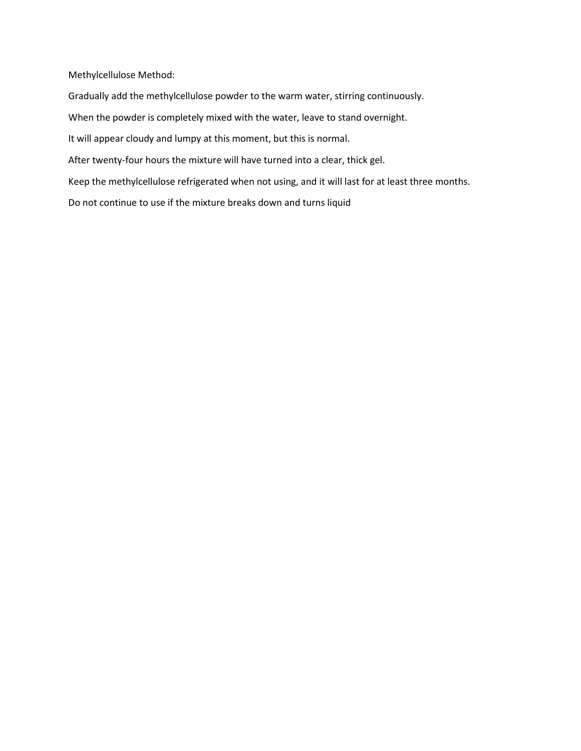Methylcellulose Method:

Gradually add the methylcellulose powder to the warm water, stirring continuously.

When the powder is completely mixed with the water, leave to stand overnight.

It will appear cloudy and lumpy at this moment, but this is normal.

After twenty-four hours the mixture will have turned into a clear, thick gel.

Keep the methylcellulose refrigerated when not using, and it will last for at least three months.

Do not continue to use if the mixture breaks down and turns liquid